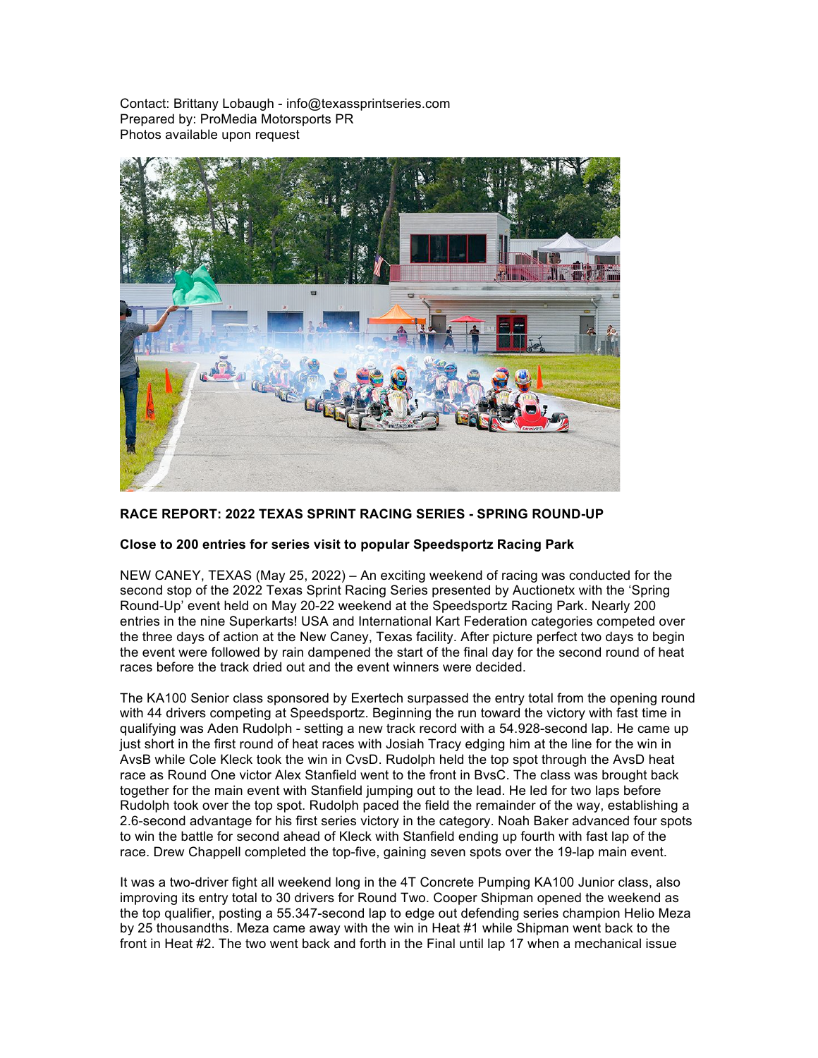Contact: Brittany Lobaugh - info@texassprintseries.com
Prepared by: ProMedia Motorsports PR
Photos available upon request

**RACE REPORT: 2022 TEXAS SPRINT RACING SERIES - SPRING ROUND-UP**

**Close to 200 entries for series visit to popular Speedsportz Racing Park**

NEW CANEY, TEXAS (May 25, 2022) – An exciting weekend of racing was conducted for the second stop of the 2022 Texas Sprint Racing Series presented by Auctionetx with the 'Spring Round-Up' event held on May 20-22 weekend at the Speedsportz Racing Park. Nearly 200 entries in the nine Superkarts! USA and International Kart Federation categories competed over the three days of action at the New Caney, Texas facility. After picture perfect two days to begin the event were followed by rain dampened the start of the final day for the second round of heat races before the track dried out and the event winners were decided.

The KA100 Senior class sponsored by Exertech surpassed the entry total from the opening round with 44 drivers competing at Speedsportz. Beginning the run toward the victory with fast time in qualifying was Aden Rudolph - setting a new track record with a 54.928-second lap. He came up just short in the first round of heat races with Josiah Tracy edging him at the line for the win in AvsB while Cole Kleck took the win in CvsD. Rudolph held the top spot through the AvsD heat race as Round One victor Alex Stanfield went to the front in BvsC. The class was brought back together for the main event with Stanfield jumping out to the lead. He led for two laps before Rudolph took over the top spot. Rudolph paced the field the remainder of the way, establishing a 2.6-second advantage for his first series victory in the category. Noah Baker advanced four spots to win the battle for second ahead of Kleck with Stanfield ending up fourth with fast lap of the race. Drew Chappell completed the top-five, gaining seven spots over the 19-lap main event.

It was a two-driver fight all weekend long in the 4T Concrete Pumping KA100 Junior class, also improving its entry total to 30 drivers for Round Two. Cooper Shipman opened the weekend as the top qualifier, posting a 55.347-second lap to edge out defending series champion Helio Meza by 25 thousandths. Meza came away with the win in Heat #1 while Shipman went back to the front in Heat #2. The two went back and forth in the Final until lap 17 when a mechanical issue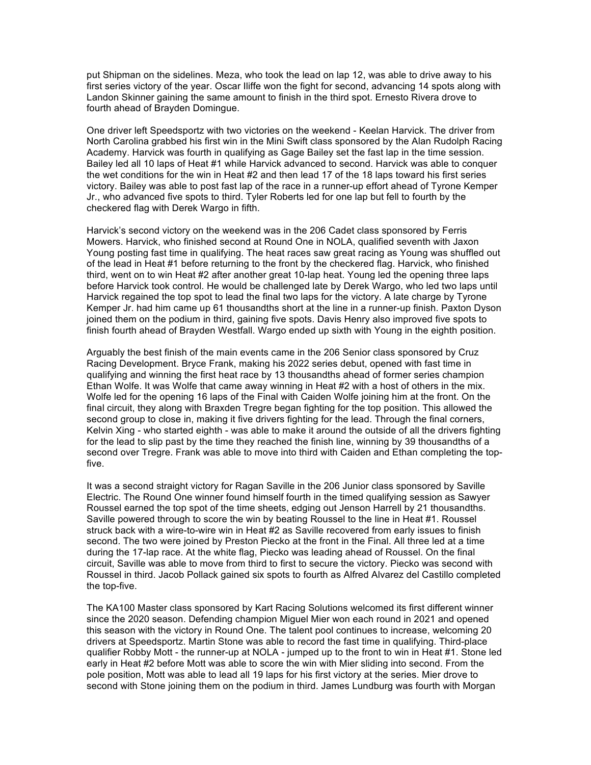put Shipman on the sidelines. Meza, who took the lead on lap 12, was able to drive away to his first series victory of the year. Oscar Iliffe won the fight for second, advancing 14 spots along with Landon Skinner gaining the same amount to finish in the third spot. Ernesto Rivera drove to fourth ahead of Brayden Domingue.

One driver left Speedsportz with two victories on the weekend - Keelan Harvick. The driver from North Carolina grabbed his first win in the Mini Swift class sponsored by the Alan Rudolph Racing Academy. Harvick was fourth in qualifying as Gage Bailey set the fast lap in the time session. Bailey led all 10 laps of Heat #1 while Harvick advanced to second. Harvick was able to conquer the wet conditions for the win in Heat #2 and then lead 17 of the 18 laps toward his first series victory. Bailey was able to post fast lap of the race in a runner-up effort ahead of Tyrone Kemper Jr., who advanced five spots to third. Tyler Roberts led for one lap but fell to fourth by the checkered flag with Derek Wargo in fifth.

Harvick's second victory on the weekend was in the 206 Cadet class sponsored by Ferris Mowers. Harvick, who finished second at Round One in NOLA, qualified seventh with Jaxon Young posting fast time in qualifying. The heat races saw great racing as Young was shuffled out of the lead in Heat #1 before returning to the front by the checkered flag. Harvick, who finished third, went on to win Heat #2 after another great 10-lap heat. Young led the opening three laps before Harvick took control. He would be challenged late by Derek Wargo, who led two laps until Harvick regained the top spot to lead the final two laps for the victory. A late charge by Tyrone Kemper Jr. had him came up 61 thousandths short at the line in a runner-up finish. Paxton Dyson joined them on the podium in third, gaining five spots. Davis Henry also improved five spots to finish fourth ahead of Brayden Westfall. Wargo ended up sixth with Young in the eighth position.

Arguably the best finish of the main events came in the 206 Senior class sponsored by Cruz Racing Development. Bryce Frank, making his 2022 series debut, opened with fast time in qualifying and winning the first heat race by 13 thousandths ahead of former series champion Ethan Wolfe. It was Wolfe that came away winning in Heat #2 with a host of others in the mix. Wolfe led for the opening 16 laps of the Final with Caiden Wolfe joining him at the front. On the final circuit, they along with Braxden Tregre began fighting for the top position. This allowed the second group to close in, making it five drivers fighting for the lead. Through the final corners, Kelvin Xing - who started eighth - was able to make it around the outside of all the drivers fighting for the lead to slip past by the time they reached the finish line, winning by 39 thousandths of a second over Tregre. Frank was able to move into third with Caiden and Ethan completing the top-five.

It was a second straight victory for Ragan Saville in the 206 Junior class sponsored by Saville Electric. The Round One winner found himself fourth in the timed qualifying session as Sawyer Roussel earned the top spot of the time sheets, edging out Jenson Harrell by 21 thousandths. Saville powered through to score the win by beating Roussel to the line in Heat #1. Roussel struck back with a wire-to-wire win in Heat #2 as Saville recovered from early issues to finish second. The two were joined by Preston Piecko at the front in the Final. All three led at a time during the 17-lap race. At the white flag, Piecko was leading ahead of Roussel. On the final circuit, Saville was able to move from third to first to secure the victory. Piecko was second with Roussel in third. Jacob Pollack gained six spots to fourth as Alfred Alvarez del Castillo completed the top-five.

The KA100 Master class sponsored by Kart Racing Solutions welcomed its first different winner since the 2020 season. Defending champion Miguel Mier won each round in 2021 and opened this season with the victory in Round One. The talent pool continues to increase, welcoming 20 drivers at Speedsportz. Martin Stone was able to record the fast time in qualifying. Third-place qualifier Robby Mott - the runner-up at NOLA - jumped up to the front to win in Heat #1. Stone led early in Heat #2 before Mott was able to score the win with Mier sliding into second. From the pole position, Mott was able to lead all 19 laps for his first victory at the series. Mier drove to second with Stone joining them on the podium in third. James Lundburg was fourth with Morgan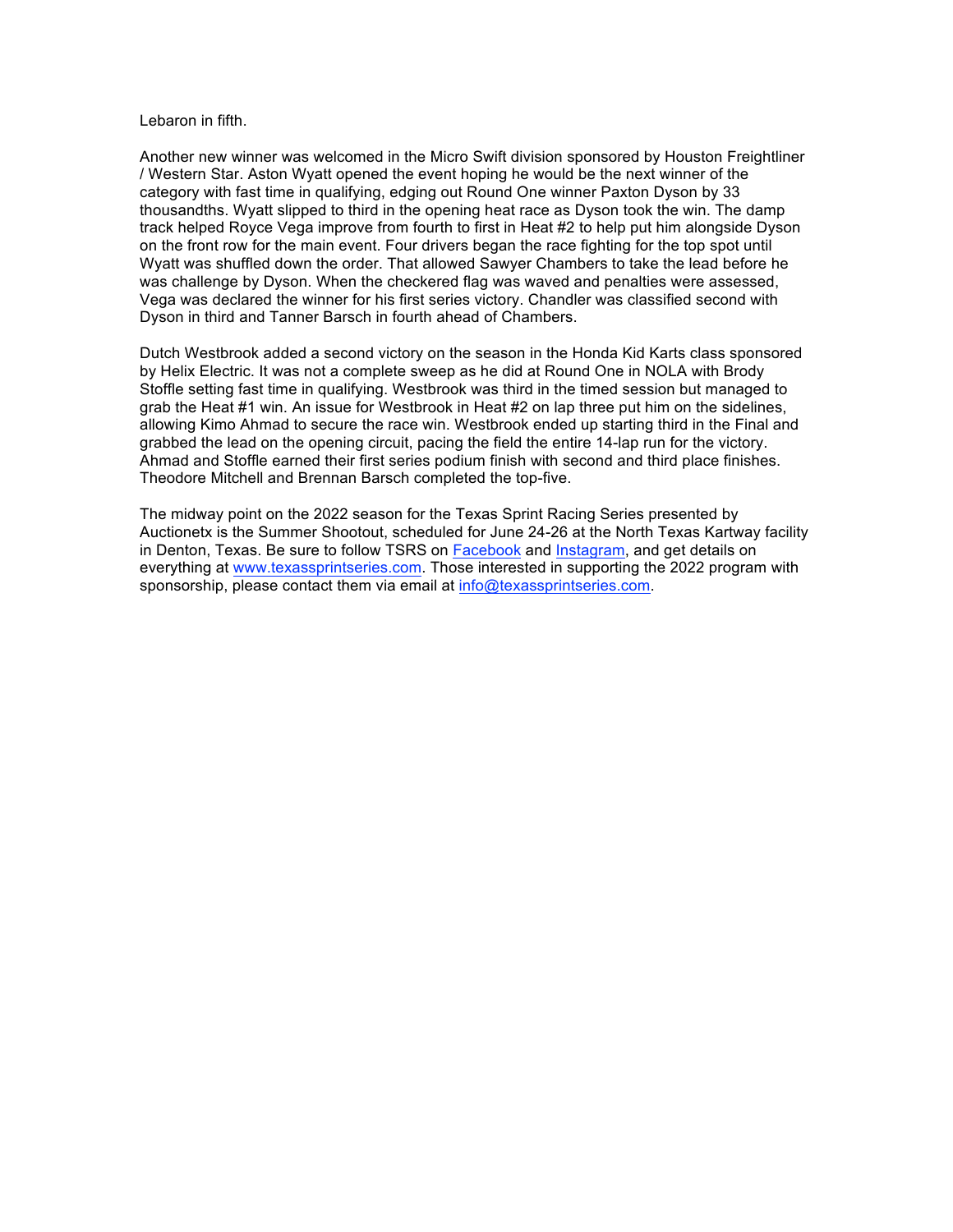Lebaron in fifth.

Another new winner was welcomed in the Micro Swift division sponsored by Houston Freightliner / Western Star. Aston Wyatt opened the event hoping he would be the next winner of the category with fast time in qualifying, edging out Round One winner Paxton Dyson by 33 thousandths. Wyatt slipped to third in the opening heat race as Dyson took the win. The damp track helped Royce Vega improve from fourth to first in Heat #2 to help put him alongside Dyson on the front row for the main event. Four drivers began the race fighting for the top spot until Wyatt was shuffled down the order. That allowed Sawyer Chambers to take the lead before he was challenge by Dyson. When the checkered flag was waved and penalties were assessed, Vega was declared the winner for his first series victory. Chandler was classified second with Dyson in third and Tanner Barsch in fourth ahead of Chambers.

Dutch Westbrook added a second victory on the season in the Honda Kid Karts class sponsored by Helix Electric. It was not a complete sweep as he did at Round One in NOLA with Brody Stoffle setting fast time in qualifying. Westbrook was third in the timed session but managed to grab the Heat #1 win. An issue for Westbrook in Heat #2 on lap three put him on the sidelines, allowing Kimo Ahmad to secure the race win. Westbrook ended up starting third in the Final and grabbed the lead on the opening circuit, pacing the field the entire 14-lap run for the victory. Ahmad and Stoffle earned their first series podium finish with second and third place finishes. Theodore Mitchell and Brennan Barsch completed the top-five.

The midway point on the 2022 season for the Texas Sprint Racing Series presented by Auctionetx is the Summer Shootout, scheduled for June 24-26 at the North Texas Kartway facility in Denton, Texas. Be sure to follow TSRS on [Facebook] and [Instagram], and get details on everything at www.texassprintseries.com. Those interested in supporting the 2022 program with sponsorship, please contact them via email at info@texassprintseries.com.